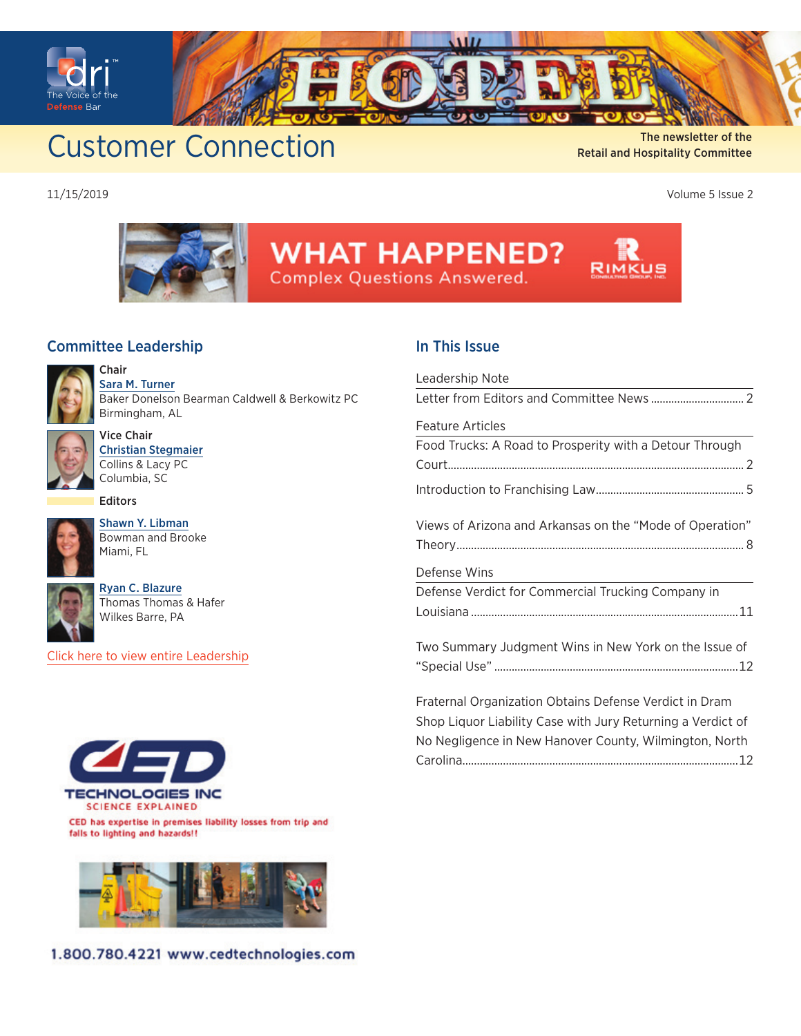# Customer Connection

The newsletter of the Retail and Hospitality Committee

11/15/2019

Volume 5 Issue 2

WHAT HAPPENED? Complex Questions Answered. RIMKUS

## Committee Leadership

**Chair**
Sara M. Turner
Baker Donelson Bearman Caldwell & Berkowitz PC
Birmingham, AL

**Vice Chair**
Christian Stegmaier
Collins & Lacy PC
Columbia, SC

**Editors**

Shawn Y. Libman
Bowman and Brooke
Miami, FL

Ryan C. Blazure
Thomas Thomas & Hafer
Wilkes Barre, PA

Click here to view entire Leadership

CED TECHNOLOGIES INC
SCIENCE EXPLAINED
CED has expertise in premises liability losses from trip and falls to lighting and hazards!!

1.800.780.4221 www.cedtechnologies.com

## In This Issue

**Leadership Note**

Letter from Editors and Committee News ........ 2

**Feature Articles**

Food Trucks: A Road to Prosperity with a Detour Through Court ........ 2

Introduction to Franchising Law ........ 5

Views of Arizona and Arkansas on the "Mode of Operation" Theory ........ 8

**Defense Wins**

Defense Verdict for Commercial Trucking Company in Louisiana ........ 11

Two Summary Judgment Wins in New York on the Issue of "Special Use" ........ 12

Fraternal Organization Obtains Defense Verdict in Dram Shop Liquor Liability Case with Jury Returning a Verdict of No Negligence in New Hanover County, Wilmington, North Carolina ........ 12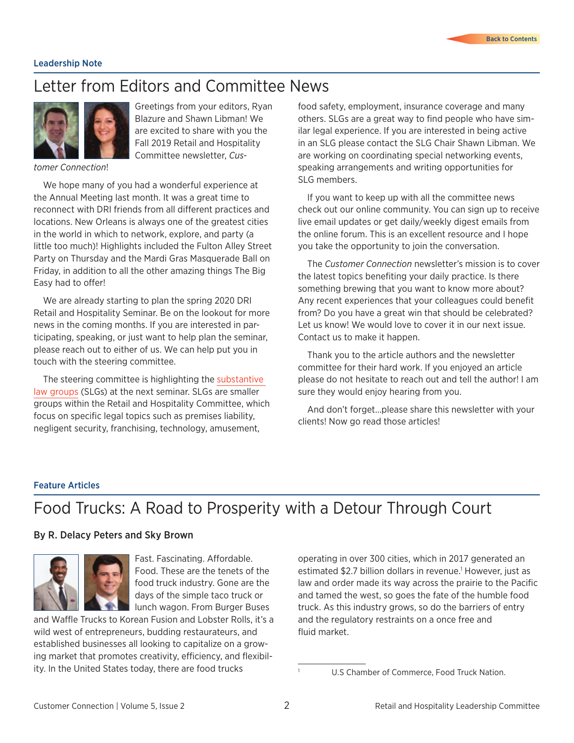Leadership Note

# Letter from Editors and Committee News

Greetings from your editors, Ryan Blazure and Shawn Libman! We are excited to share with you the Fall 2019 Retail and Hospitality Committee newsletter, *Customer Connection*!

We hope many of you had a wonderful experience at the Annual Meeting last month. It was a great time to reconnect with DRI friends from all different practices and locations. New Orleans is always one of the greatest cities in the world in which to network, explore, and party (a little too much)! Highlights included the Fulton Alley Street Party on Thursday and the Mardi Gras Masquerade Ball on Friday, in addition to all the other amazing things The Big Easy had to offer!

We are already starting to plan the spring 2020 DRI Retail and Hospitality Seminar. Be on the lookout for more news in the coming months. If you are interested in participating, speaking, or just want to help plan the seminar, please reach out to either of us. We can help put you in touch with the steering committee.

The steering committee is highlighting the substantive law groups (SLGs) at the next seminar. SLGs are smaller groups within the Retail and Hospitality Committee, which focus on specific legal topics such as premises liability, negligent security, franchising, technology, amusement, food safety, employment, insurance coverage and many others. SLGs are a great way to find people who have similar legal experience. If you are interested in being active in an SLG please contact the SLG Chair Shawn Libman. We are working on coordinating special networking events, speaking arrangements and writing opportunities for SLG members.

If you want to keep up with all the committee news check out our online community. You can sign up to receive live email updates or get daily/weekly digest emails from the online forum. This is an excellent resource and I hope you take the opportunity to join the conversation.

The *Customer Connection* newsletter's mission is to cover the latest topics benefiting your daily practice. Is there something brewing that you want to know more about? Any recent experiences that your colleagues could benefit from? Do you have a great win that should be celebrated? Let us know! We would love to cover it in our next issue. Contact us to make it happen.

Thank you to the article authors and the newsletter committee for their hard work. If you enjoyed an article please do not hesitate to reach out and tell the author! I am sure they would enjoy hearing from you.

And don't forget…please share this newsletter with your clients! Now go read those articles!

Feature Articles

# Food Trucks: A Road to Prosperity with a Detour Through Court

**By R. Delacy Peters and Sky Brown**

Fast. Fascinating. Affordable. Food. These are the tenets of the food truck industry. Gone are the days of the simple taco truck or lunch wagon. From Burger Buses and Waffle Trucks to Korean Fusion and Lobster Rolls, it's a wild west of entrepreneurs, budding restaurateurs, and established businesses all looking to capitalize on a growing market that promotes creativity, efficiency, and flexibility. In the United States today, there are food trucks operating in over 300 cities, which in 2017 generated an estimated $2.7 billion dollars in revenue.[1] However, just as law and order made its way across the prairie to the Pacific and tamed the west, so goes the fate of the humble food truck. As this industry grows, so do the barriers of entry and the regulatory restraints on a once free and fluid market.

---

[1] U.S Chamber of Commerce, Food Truck Nation.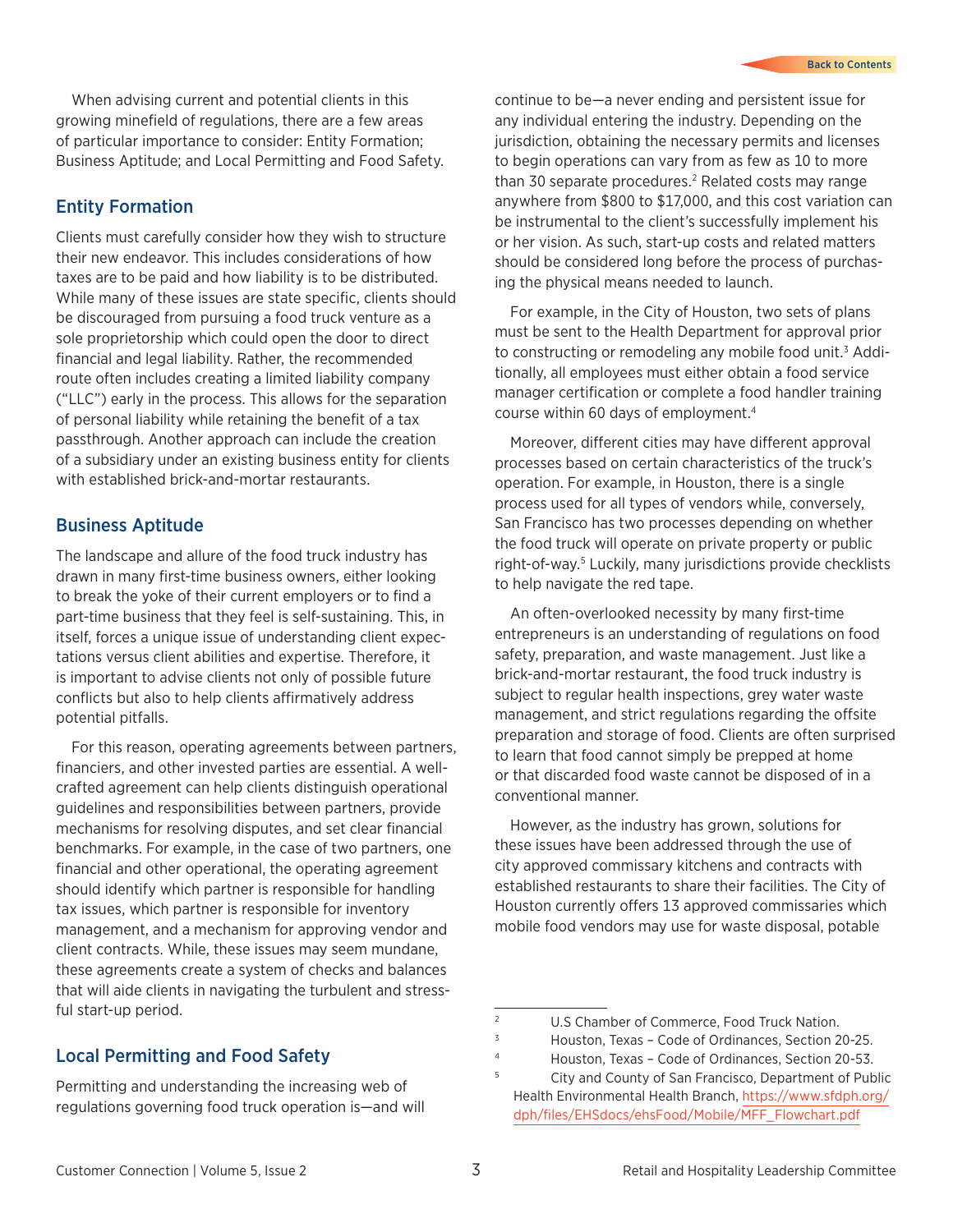When advising current and potential clients in this growing minefield of regulations, there are a few areas of particular importance to consider: Entity Formation; Business Aptitude; and Local Permitting and Food Safety.

## Entity Formation

Clients must carefully consider how they wish to structure their new endeavor. This includes considerations of how taxes are to be paid and how liability is to be distributed. While many of these issues are state specific, clients should be discouraged from pursuing a food truck venture as a sole proprietorship which could open the door to direct financial and legal liability. Rather, the recommended route often includes creating a limited liability company ("LLC") early in the process. This allows for the separation of personal liability while retaining the benefit of a tax passthrough. Another approach can include the creation of a subsidiary under an existing business entity for clients with established brick-and-mortar restaurants.

## Business Aptitude

The landscape and allure of the food truck industry has drawn in many first-time business owners, either looking to break the yoke of their current employers or to find a part-time business that they feel is self-sustaining. This, in itself, forces a unique issue of understanding client expectations versus client abilities and expertise. Therefore, it is important to advise clients not only of possible future conflicts but also to help clients affirmatively address potential pitfalls.

For this reason, operating agreements between partners, financiers, and other invested parties are essential. A well-crafted agreement can help clients distinguish operational guidelines and responsibilities between partners, provide mechanisms for resolving disputes, and set clear financial benchmarks. For example, in the case of two partners, one financial and other operational, the operating agreement should identify which partner is responsible for handling tax issues, which partner is responsible for inventory management, and a mechanism for approving vendor and client contracts. While, these issues may seem mundane, these agreements create a system of checks and balances that will aide clients in navigating the turbulent and stressful start-up period.

## Local Permitting and Food Safety

Permitting and understanding the increasing web of regulations governing food truck operation is—and will continue to be—a never ending and persistent issue for any individual entering the industry. Depending on the jurisdiction, obtaining the necessary permits and licenses to begin operations can vary from as few as 10 to more than 30 separate procedures.[2] Related costs may range anywhere from $800 to $17,000, and this cost variation can be instrumental to the client's successfully implement his or her vision. As such, start-up costs and related matters should be considered long before the process of purchasing the physical means needed to launch.

For example, in the City of Houston, two sets of plans must be sent to the Health Department for approval prior to constructing or remodeling any mobile food unit.[3] Additionally, all employees must either obtain a food service manager certification or complete a food handler training course within 60 days of employment.[4]

Moreover, different cities may have different approval processes based on certain characteristics of the truck's operation. For example, in Houston, there is a single process used for all types of vendors while, conversely, San Francisco has two processes depending on whether the food truck will operate on private property or public right-of-way.[5] Luckily, many jurisdictions provide checklists to help navigate the red tape.

An often-overlooked necessity by many first-time entrepreneurs is an understanding of regulations on food safety, preparation, and waste management. Just like a brick-and-mortar restaurant, the food truck industry is subject to regular health inspections, grey water waste management, and strict regulations regarding the offsite preparation and storage of food. Clients are often surprised to learn that food cannot simply be prepped at home or that discarded food waste cannot be disposed of in a conventional manner.

However, as the industry has grown, solutions for these issues have been addressed through the use of city approved commissary kitchens and contracts with established restaurants to share their facilities. The City of Houston currently offers 13 approved commissaries which mobile food vendors may use for waste disposal, potable

---

[2] U.S Chamber of Commerce, Food Truck Nation.

[3] Houston, Texas – Code of Ordinances, Section 20-25.

[4] Houston, Texas – Code of Ordinances, Section 20-53.

[5] City and County of San Francisco, Department of Public Health Environmental Health Branch, https://www.sfdph.org/dph/files/EHSdocs/ehsFood/Mobile/MFF_Flowchart.pdf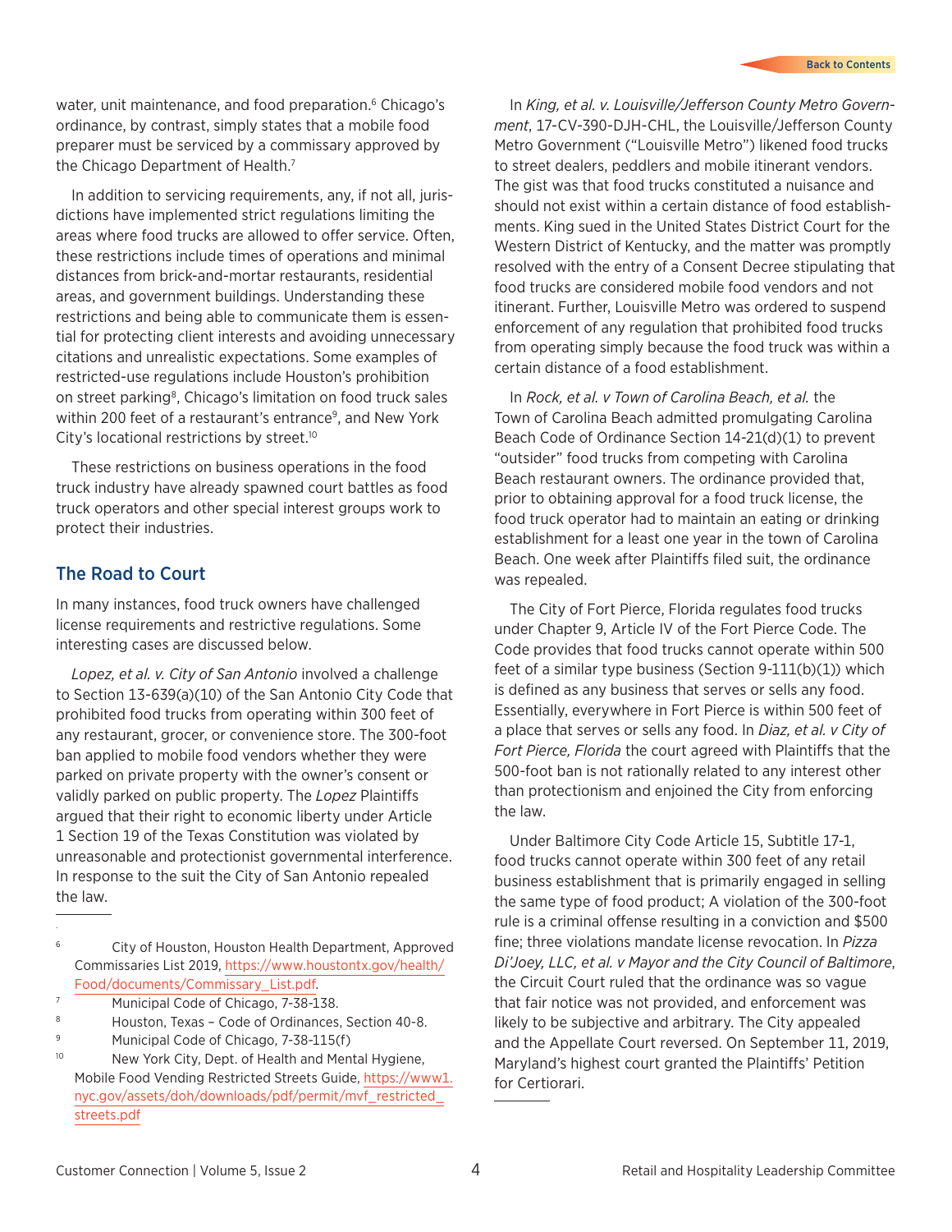water, unit maintenance, and food preparation.[6] Chicago's ordinance, by contrast, simply states that a mobile food preparer must be serviced by a commissary approved by the Chicago Department of Health.[7]

In addition to servicing requirements, any, if not all, jurisdictions have implemented strict regulations limiting the areas where food trucks are allowed to offer service. Often, these restrictions include times of operations and minimal distances from brick-and-mortar restaurants, residential areas, and government buildings. Understanding these restrictions and being able to communicate them is essential for protecting client interests and avoiding unnecessary citations and unrealistic expectations. Some examples of restricted-use regulations include Houston's prohibition on street parking[8], Chicago's limitation on food truck sales within 200 feet of a restaurant's entrance[9], and New York City's locational restrictions by street.[10]

These restrictions on business operations in the food truck industry have already spawned court battles as food truck operators and other special interest groups work to protect their industries.

## The Road to Court

In many instances, food truck owners have challenged license requirements and restrictive regulations. Some interesting cases are discussed below.

*Lopez, et al. v. City of San Antonio* involved a challenge to Section 13-639(a)(10) of the San Antonio City Code that prohibited food trucks from operating within 300 feet of any restaurant, grocer, or convenience store. The 300-foot ban applied to mobile food vendors whether they were parked on private property with the owner's consent or validly parked on public property. The *Lopez* Plaintiffs argued that their right to economic liberty under Article 1 Section 19 of the Texas Constitution was violated by unreasonable and protectionist governmental interference. In response to the suit the City of San Antonio repealed the law.

In *King, et al. v. Louisville/Jefferson County Metro Government*, 17-CV-390-DJH-CHL, the Louisville/Jefferson County Metro Government ("Louisville Metro") likened food trucks to street dealers, peddlers and mobile itinerant vendors. The gist was that food trucks constituted a nuisance and should not exist within a certain distance of food establishments. King sued in the United States District Court for the Western District of Kentucky, and the matter was promptly resolved with the entry of a Consent Decree stipulating that food trucks are considered mobile food vendors and not itinerant. Further, Louisville Metro was ordered to suspend enforcement of any regulation that prohibited food trucks from operating simply because the food truck was within a certain distance of a food establishment.

In *Rock, et al. v Town of Carolina Beach, et al.* the Town of Carolina Beach admitted promulgating Carolina Beach Code of Ordinance Section 14-21(d)(1) to prevent "outsider" food trucks from competing with Carolina Beach restaurant owners. The ordinance provided that, prior to obtaining approval for a food truck license, the food truck operator had to maintain an eating or drinking establishment for a least one year in the town of Carolina Beach. One week after Plaintiffs filed suit, the ordinance was repealed.

The City of Fort Pierce, Florida regulates food trucks under Chapter 9, Article IV of the Fort Pierce Code. The Code provides that food trucks cannot operate within 500 feet of a similar type business (Section 9-111(b)(1)) which is defined as any business that serves or sells any food. Essentially, everywhere in Fort Pierce is within 500 feet of a place that serves or sells any food. In *Diaz, et al. v City of Fort Pierce, Florida* the court agreed with Plaintiffs that the 500-foot ban is not rationally related to any interest other than protectionism and enjoined the City from enforcing the law.

Under Baltimore City Code Article 15, Subtitle 17-1, food trucks cannot operate within 300 feet of any retail business establishment that is primarily engaged in selling the same type of food product; A violation of the 300-foot rule is a criminal offense resulting in a conviction and $500 fine; three violations mandate license revocation. In *Pizza Di'Joey, LLC, et al. v Mayor and the City Council of Baltimore*, the Circuit Court ruled that the ordinance was so vague that fair notice was not provided, and enforcement was likely to be subjective and arbitrary. The City appealed and the Appellate Court reversed. On September 11, 2019, Maryland's highest court granted the Plaintiffs' Petition for Certiorari.

---

[6] City of Houston, Houston Health Department, Approved Commissaries List 2019, https://www.houstontx.gov/health/Food/documents/Commissary_List.pdf.

[7] Municipal Code of Chicago, 7-38-138.

[8] Houston, Texas – Code of Ordinances, Section 40-8.

[9] Municipal Code of Chicago, 7-38-115(f)

[10] New York City, Dept. of Health and Mental Hygiene, Mobile Food Vending Restricted Streets Guide, https://www1.nyc.gov/assets/doh/downloads/pdf/permit/mvf_restricted_streets.pdf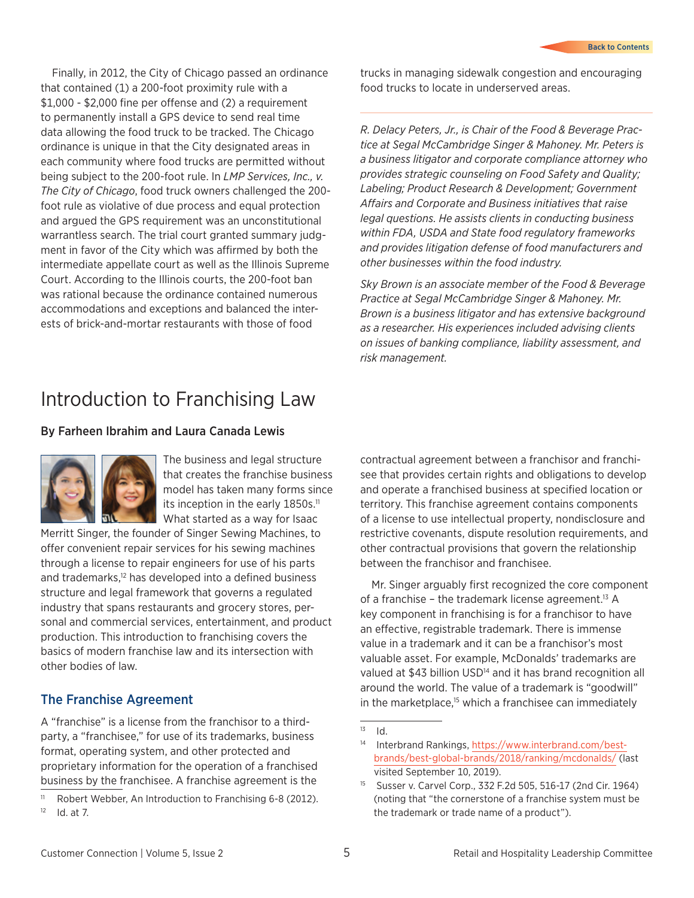Finally, in 2012, the City of Chicago passed an ordinance that contained (1) a 200-foot proximity rule with a $1,000 - $2,000 fine per offense and (2) a requirement to permanently install a GPS device to send real time data allowing the food truck to be tracked. The Chicago ordinance is unique in that the City designated areas in each community where food trucks are permitted without being subject to the 200-foot rule. In *LMP Services, Inc., v. The City of Chicago*, food truck owners challenged the 200-foot rule as violative of due process and equal protection and argued the GPS requirement was an unconstitutional warrantless search. The trial court granted summary judgment in favor of the City which was affirmed by both the intermediate appellate court as well as the Illinois Supreme Court. According to the Illinois courts, the 200-foot ban was rational because the ordinance contained numerous accommodations and exceptions and balanced the interests of brick-and-mortar restaurants with those of food trucks in managing sidewalk congestion and encouraging food trucks to locate in underserved areas.

---

*R. Delacy Peters, Jr., is Chair of the Food & Beverage Practice at Segal McCambridge Singer & Mahoney. Mr. Peters is a business litigator and corporate compliance attorney who provides strategic counseling on Food Safety and Quality; Labeling; Product Research & Development; Government Affairs and Corporate and Business initiatives that raise legal questions. He assists clients in conducting business within FDA, USDA and State food regulatory frameworks and provides litigation defense of food manufacturers and other businesses within the food industry.*

*Sky Brown is an associate member of the Food & Beverage Practice at Segal McCambridge Singer & Mahoney. Mr. Brown is a business litigator and has extensive background as a researcher. His experiences included advising clients on issues of banking compliance, liability assessment, and risk management.*

# Introduction to Franchising Law

**By Farheen Ibrahim and Laura Canada Lewis**

The business and legal structure that creates the franchise business model has taken many forms since its inception in the early 1850s.[11] What started as a way for Isaac Merritt Singer, the founder of Singer Sewing Machines, to offer convenient repair services for his sewing machines through a license to repair engineers for use of his parts and trademarks,[12] has developed into a defined business structure and legal framework that governs a regulated industry that spans restaurants and grocery stores, personal and commercial services, entertainment, and product production. This introduction to franchising covers the basics of modern franchise law and its intersection with other bodies of law.

## The Franchise Agreement

A "franchise" is a license from the franchisor to a third-party, a "franchisee," for use of its trademarks, business format, operating system, and other protected and proprietary information for the operation of a franchised business by the franchisee. A franchise agreement is the contractual agreement between a franchisor and franchisee that provides certain rights and obligations to develop and operate a franchised business at specified location or territory. This franchise agreement contains components of a license to use intellectual property, nondisclosure and restrictive covenants, dispute resolution requirements, and other contractual provisions that govern the relationship between the franchisor and franchisee.

Mr. Singer arguably first recognized the core component of a franchise – the trademark license agreement.[13] A key component in franchising is for a franchisor to have an effective, registrable trademark. There is immense value in a trademark and it can be a franchisor's most valuable asset. For example, McDonalds' trademarks are valued at $43 billion USD[14] and it has brand recognition all around the world. The value of a trademark is "goodwill" in the marketplace,[15] which a franchisee can immediately

---

[11] Robert Webber, An Introduction to Franchising 6-8 (2012).

[12] Id. at 7.

[13] Id.

[14] Interbrand Rankings, https://www.interbrand.com/best-brands/best-global-brands/2018/ranking/mcdonalds/ (last visited September 10, 2019).

[15] Susser v. Carvel Corp., 332 F.2d 505, 516-17 (2nd Cir. 1964) (noting that "the cornerstone of a franchise system must be the trademark or trade name of a product").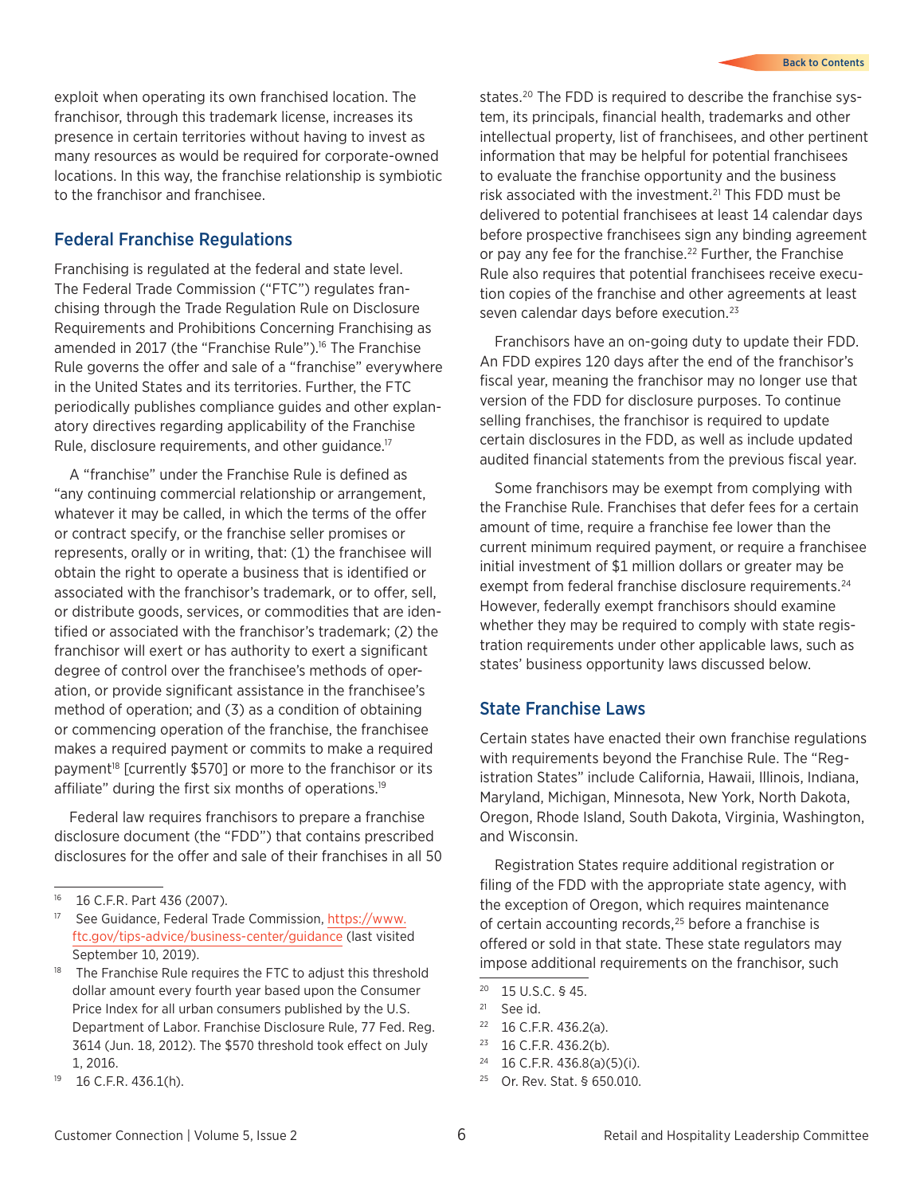exploit when operating its own franchised location. The franchisor, through this trademark license, increases its presence in certain territories without having to invest as many resources as would be required for corporate-owned locations. In this way, the franchise relationship is symbiotic to the franchisor and franchisee.

## Federal Franchise Regulations

Franchising is regulated at the federal and state level. The Federal Trade Commission ("FTC") regulates franchising through the Trade Regulation Rule on Disclosure Requirements and Prohibitions Concerning Franchising as amended in 2017 (the "Franchise Rule").[16] The Franchise Rule governs the offer and sale of a "franchise" everywhere in the United States and its territories. Further, the FTC periodically publishes compliance guides and other explanatory directives regarding applicability of the Franchise Rule, disclosure requirements, and other guidance.[17]

A "franchise" under the Franchise Rule is defined as "any continuing commercial relationship or arrangement, whatever it may be called, in which the terms of the offer or contract specify, or the franchise seller promises or represents, orally or in writing, that: (1) the franchisee will obtain the right to operate a business that is identified or associated with the franchisor's trademark, or to offer, sell, or distribute goods, services, or commodities that are identified or associated with the franchisor's trademark; (2) the franchisor will exert or has authority to exert a significant degree of control over the franchisee's methods of operation, or provide significant assistance in the franchisee's method of operation; and (3) as a condition of obtaining or commencing operation of the franchise, the franchisee makes a required payment or commits to make a required payment[18] [currently $570] or more to the franchisor or its affiliate" during the first six months of operations.[19]

Federal law requires franchisors to prepare a franchise disclosure document (the "FDD") that contains prescribed disclosures for the offer and sale of their franchises in all 50 states.[20] The FDD is required to describe the franchise system, its principals, financial health, trademarks and other intellectual property, list of franchisees, and other pertinent information that may be helpful for potential franchisees to evaluate the franchise opportunity and the business risk associated with the investment.[21] This FDD must be delivered to potential franchisees at least 14 calendar days before prospective franchisees sign any binding agreement or pay any fee for the franchise.[22] Further, the Franchise Rule also requires that potential franchisees receive execution copies of the franchise and other agreements at least seven calendar days before execution.[23]

Franchisors have an on-going duty to update their FDD. An FDD expires 120 days after the end of the franchisor's fiscal year, meaning the franchisor may no longer use that version of the FDD for disclosure purposes. To continue selling franchises, the franchisor is required to update certain disclosures in the FDD, as well as include updated audited financial statements from the previous fiscal year.

Some franchisors may be exempt from complying with the Franchise Rule. Franchises that defer fees for a certain amount of time, require a franchise fee lower than the current minimum required payment, or require a franchisee initial investment of $1 million dollars or greater may be exempt from federal franchise disclosure requirements.[24] However, federally exempt franchisors should examine whether they may be required to comply with state registration requirements under other applicable laws, such as states' business opportunity laws discussed below.

## State Franchise Laws

Certain states have enacted their own franchise regulations with requirements beyond the Franchise Rule. The "Registration States" include California, Hawaii, Illinois, Indiana, Maryland, Michigan, Minnesota, New York, North Dakota, Oregon, Rhode Island, South Dakota, Virginia, Washington, and Wisconsin.

Registration States require additional registration or filing of the FDD with the appropriate state agency, with the exception of Oregon, which requires maintenance of certain accounting records,[25] before a franchise is offered or sold in that state. These state regulators may impose additional requirements on the franchisor, such

---

16 16 C.F.R. Part 436 (2007).

17 See Guidance, Federal Trade Commission, https://www.ftc.gov/tips-advice/business-center/guidance (last visited September 10, 2019).

18 The Franchise Rule requires the FTC to adjust this threshold dollar amount every fourth year based upon the Consumer Price Index for all urban consumers published by the U.S. Department of Labor. Franchise Disclosure Rule, 77 Fed. Reg. 3614 (Jun. 18, 2012). The $570 threshold took effect on July 1, 2016.

19 16 C.F.R. 436.1(h).

20 15 U.S.C. § 45.

21 See id.

22 16 C.F.R. 436.2(a).

23 16 C.F.R. 436.2(b).

24 16 C.F.R. 436.8(a)(5)(i).

25 Or. Rev. Stat. § 650.010.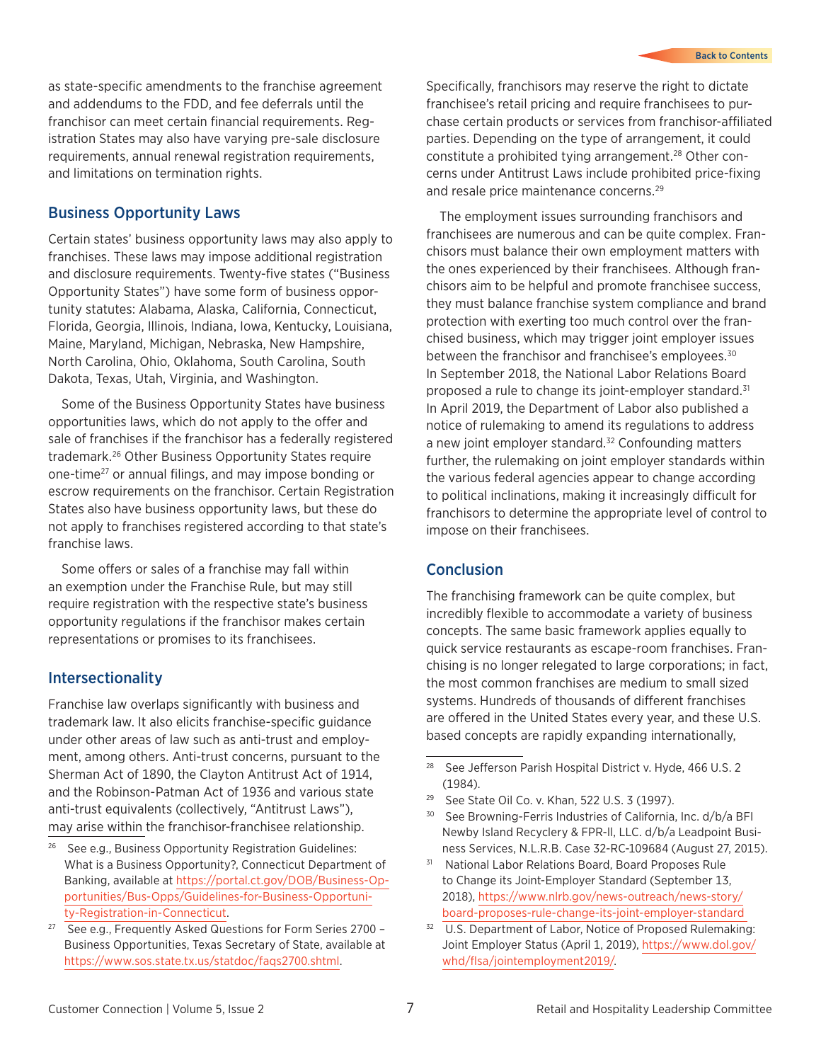as state-specific amendments to the franchise agreement and addendums to the FDD, and fee deferrals until the franchisor can meet certain financial requirements. Registration States may also have varying pre-sale disclosure requirements, annual renewal registration requirements, and limitations on termination rights.

## Business Opportunity Laws

Certain states' business opportunity laws may also apply to franchises. These laws may impose additional registration and disclosure requirements. Twenty-five states ("Business Opportunity States") have some form of business opportunity statutes: Alabama, Alaska, California, Connecticut, Florida, Georgia, Illinois, Indiana, Iowa, Kentucky, Louisiana, Maine, Maryland, Michigan, Nebraska, New Hampshire, North Carolina, Ohio, Oklahoma, South Carolina, South Dakota, Texas, Utah, Virginia, and Washington.

Some of the Business Opportunity States have business opportunities laws, which do not apply to the offer and sale of franchises if the franchisor has a federally registered trademark.[26] Other Business Opportunity States require one-time[27] or annual filings, and may impose bonding or escrow requirements on the franchisor. Certain Registration States also have business opportunity laws, but these do not apply to franchises registered according to that state's franchise laws.

Some offers or sales of a franchise may fall within an exemption under the Franchise Rule, but may still require registration with the respective state's business opportunity regulations if the franchisor makes certain representations or promises to its franchisees.

## Intersectionality

Franchise law overlaps significantly with business and trademark law. It also elicits franchise-specific guidance under other areas of law such as anti-trust and employment, among others. Anti-trust concerns, pursuant to the Sherman Act of 1890, the Clayton Antitrust Act of 1914, and the Robinson-Patman Act of 1936 and various state anti-trust equivalents (collectively, "Antitrust Laws"), may arise within the franchisor-franchisee relationship. Specifically, franchisors may reserve the right to dictate franchisee's retail pricing and require franchisees to purchase certain products or services from franchisor-affiliated parties. Depending on the type of arrangement, it could constitute a prohibited tying arrangement.[28] Other concerns under Antitrust Laws include prohibited price-fixing and resale price maintenance concerns.[29]

The employment issues surrounding franchisors and franchisees are numerous and can be quite complex. Franchisors must balance their own employment matters with the ones experienced by their franchisees. Although franchisors aim to be helpful and promote franchisee success, they must balance franchise system compliance and brand protection with exerting too much control over the franchised business, which may trigger joint employer issues between the franchisor and franchisee's employees.[30] In September 2018, the National Labor Relations Board proposed a rule to change its joint-employer standard.[31] In April 2019, the Department of Labor also published a notice of rulemaking to amend its regulations to address a new joint employer standard.[32] Confounding matters further, the rulemaking on joint employer standards within the various federal agencies appear to change according to political inclinations, making it increasingly difficult for franchisors to determine the appropriate level of control to impose on their franchisees.

## Conclusion

The franchising framework can be quite complex, but incredibly flexible to accommodate a variety of business concepts. The same basic framework applies equally to quick service restaurants as escape-room franchises. Franchising is no longer relegated to large corporations; in fact, the most common franchises are medium to small sized systems. Hundreds of thousands of different franchises are offered in the United States every year, and these U.S. based concepts are rapidly expanding internationally,

---

[26] See e.g., Business Opportunity Registration Guidelines: What is a Business Opportunity?, Connecticut Department of Banking, available at https://portal.ct.gov/DOB/Business-Opportunities/Bus-Opps/Guidelines-for-Business-Opportunity-Registration-in-Connecticut.

[27] See e.g., Frequently Asked Questions for Form Series 2700 – Business Opportunities, Texas Secretary of State, available at https://www.sos.state.tx.us/statdoc/faqs2700.shtml.

[28] See Jefferson Parish Hospital District v. Hyde, 466 U.S. 2 (1984).

[29] See State Oil Co. v. Khan, 522 U.S. 3 (1997).

[30] See Browning-Ferris Industries of California, Inc. d/b/a BFI Newby Island Recyclery & FPR-II, LLC. d/b/a Leadpoint Business Services, N.L.R.B. Case 32-RC-109684 (August 27, 2015).

[31] National Labor Relations Board, Board Proposes Rule to Change its Joint-Employer Standard (September 13, 2018), https://www.nlrb.gov/news-outreach/news-story/board-proposes-rule-change-its-joint-employer-standard

[32] U.S. Department of Labor, Notice of Proposed Rulemaking: Joint Employer Status (April 1, 2019), https://www.dol.gov/whd/flsa/jointemployment2019/.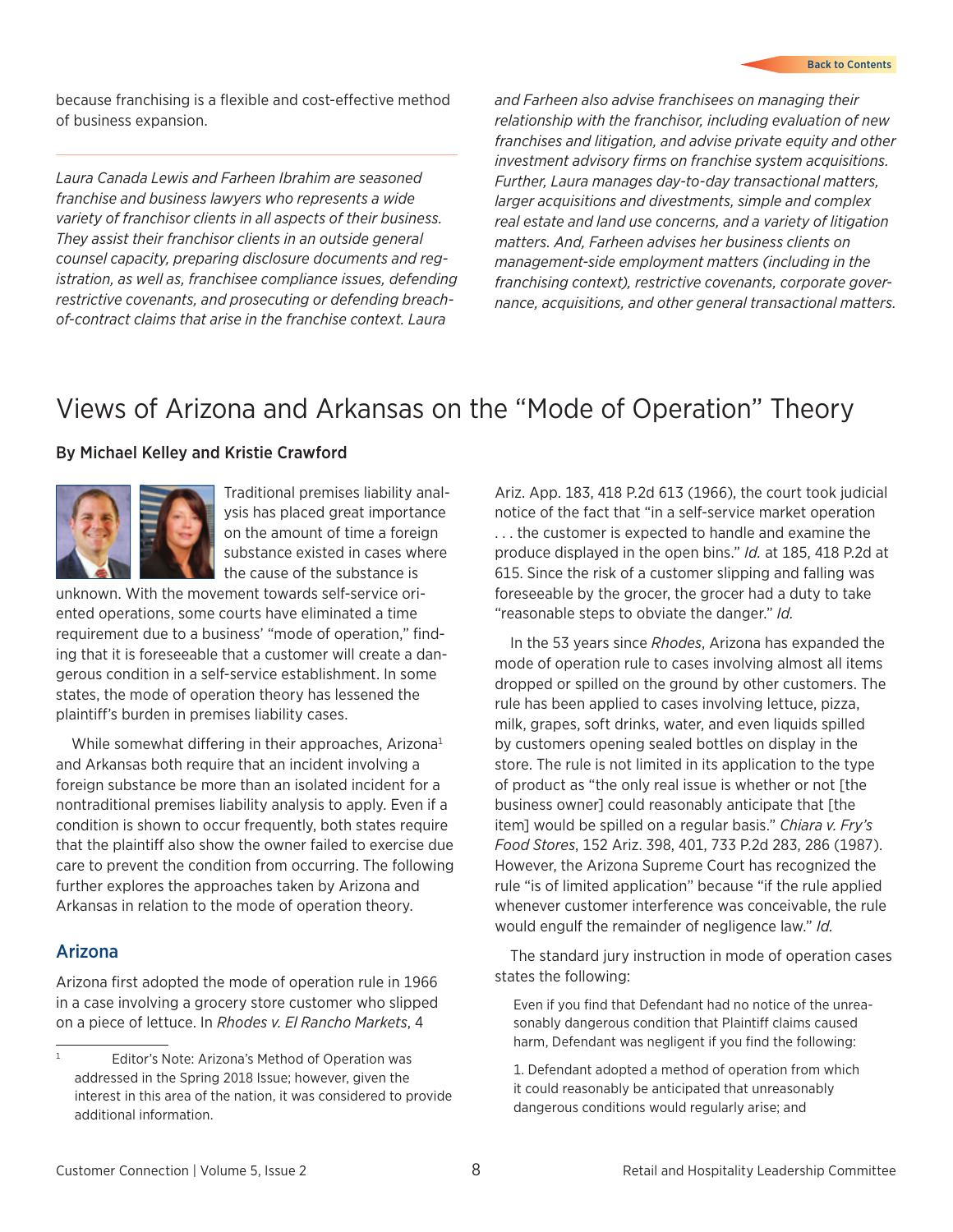because franchising is a flexible and cost-effective method of business expansion.

---

*Laura Canada Lewis and Farheen Ibrahim are seasoned franchise and business lawyers who represents a wide variety of franchisor clients in all aspects of their business. They assist their franchisor clients in an outside general counsel capacity, preparing disclosure documents and registration, as well as, franchisee compliance issues, defending restrictive covenants, and prosecuting or defending breach-of-contract claims that arise in the franchise context. Laura and Farheen also advise franchisees on managing their relationship with the franchisor, including evaluation of new franchises and litigation, and advise private equity and other investment advisory firms on franchise system acquisitions. Further, Laura manages day-to-day transactional matters, larger acquisitions and divestments, simple and complex real estate and land use concerns, and a variety of litigation matters. And, Farheen advises her business clients on management-side employment matters (including in the franchising context), restrictive covenants, corporate governance, acquisitions, and other general transactional matters.*

# Views of Arizona and Arkansas on the "Mode of Operation" Theory

**By Michael Kelley and Kristie Crawford**

Traditional premises liability analysis has placed great importance on the amount of time a foreign substance existed in cases where the cause of the substance is unknown. With the movement towards self-service oriented operations, some courts have eliminated a time requirement due to a business' "mode of operation," finding that it is foreseeable that a customer will create a dangerous condition in a self-service establishment. In some states, the mode of operation theory has lessened the plaintiff's burden in premises liability cases.

While somewhat differing in their approaches, Arizona[1] and Arkansas both require that an incident involving a foreign substance be more than an isolated incident for a nontraditional premises liability analysis to apply. Even if a condition is shown to occur frequently, both states require that the plaintiff also show the owner failed to exercise due care to prevent the condition from occurring. The following further explores the approaches taken by Arizona and Arkansas in relation to the mode of operation theory.

## Arizona

Arizona first adopted the mode of operation rule in 1966 in a case involving a grocery store customer who slipped on a piece of lettuce. In *Rhodes v. El Rancho Markets*, 4 Ariz. App. 183, 418 P.2d 613 (1966), the court took judicial notice of the fact that "in a self-service market operation . . . the customer is expected to handle and examine the produce displayed in the open bins." *Id.* at 185, 418 P.2d at 615. Since the risk of a customer slipping and falling was foreseeable by the grocer, the grocer had a duty to take "reasonable steps to obviate the danger." *Id.*

In the 53 years since *Rhodes*, Arizona has expanded the mode of operation rule to cases involving almost all items dropped or spilled on the ground by other customers. The rule has been applied to cases involving lettuce, pizza, milk, grapes, soft drinks, water, and even liquids spilled by customers opening sealed bottles on display in the store. The rule is not limited in its application to the type of product as "the only real issue is whether or not [the business owner] could reasonably anticipate that [the item] would be spilled on a regular basis." *Chiara v. Fry's Food Stores*, 152 Ariz. 398, 401, 733 P.2d 283, 286 (1987). However, the Arizona Supreme Court has recognized the rule "is of limited application" because "if the rule applied whenever customer interference was conceivable, the rule would engulf the remainder of negligence law." *Id.*

The standard jury instruction in mode of operation cases states the following:

> Even if you find that Defendant had no notice of the unreasonably dangerous condition that Plaintiff claims caused harm, Defendant was negligent if you find the following:
>
> 1. Defendant adopted a method of operation from which it could reasonably be anticipated that unreasonably dangerous conditions would regularly arise; and

---

[1] Editor's Note: Arizona's Method of Operation was addressed in the Spring 2018 Issue; however, given the interest in this area of the nation, it was considered to provide additional information.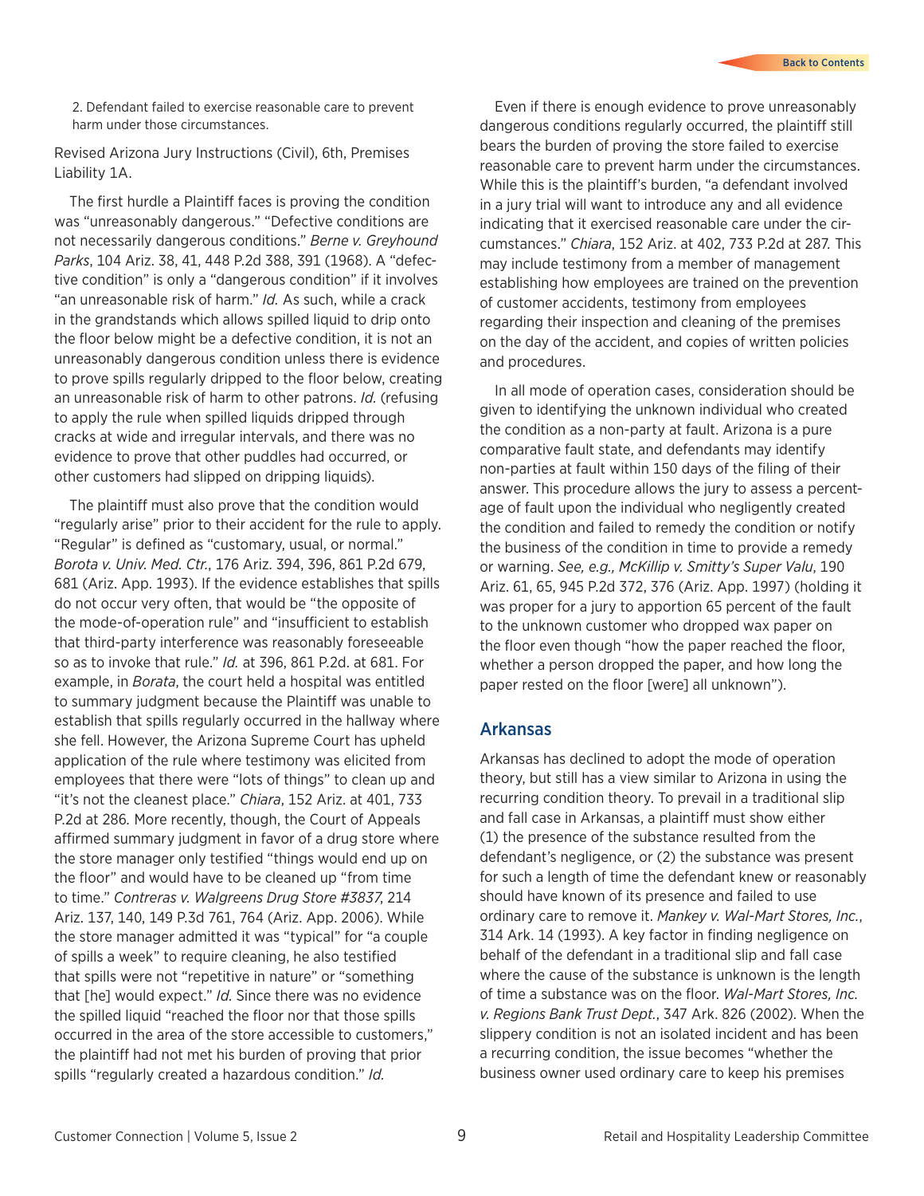2. Defendant failed to exercise reasonable care to prevent harm under those circumstances.

Revised Arizona Jury Instructions (Civil), 6th, Premises Liability 1A.

The first hurdle a Plaintiff faces is proving the condition was "unreasonably dangerous." "Defective conditions are not necessarily dangerous conditions." *Berne v. Greyhound Parks*, 104 Ariz. 38, 41, 448 P.2d 388, 391 (1968). A "defective condition" is only a "dangerous condition" if it involves "an unreasonable risk of harm." *Id.* As such, while a crack in the grandstands which allows spilled liquid to drip onto the floor below might be a defective condition, it is not an unreasonably dangerous condition unless there is evidence to prove spills regularly dripped to the floor below, creating an unreasonable risk of harm to other patrons. *Id.* (refusing to apply the rule when spilled liquids dripped through cracks at wide and irregular intervals, and there was no evidence to prove that other puddles had occurred, or other customers had slipped on dripping liquids).

The plaintiff must also prove that the condition would "regularly arise" prior to their accident for the rule to apply. "Regular" is defined as "customary, usual, or normal." *Borota v. Univ. Med. Ctr.*, 176 Ariz. 394, 396, 861 P.2d 679, 681 (Ariz. App. 1993). If the evidence establishes that spills do not occur very often, that would be "the opposite of the mode-of-operation rule" and "insufficient to establish that third-party interference was reasonably foreseeable so as to invoke that rule." *Id.* at 396, 861 P.2d. at 681. For example, in *Borata*, the court held a hospital was entitled to summary judgment because the Plaintiff was unable to establish that spills regularly occurred in the hallway where she fell. However, the Arizona Supreme Court has upheld application of the rule where testimony was elicited from employees that there were "lots of things" to clean up and "it's not the cleanest place." *Chiara*, 152 Ariz. at 401, 733 P.2d at 286. More recently, though, the Court of Appeals affirmed summary judgment in favor of a drug store where the store manager only testified "things would end up on the floor" and would have to be cleaned up "from time to time." *Contreras v. Walgreens Drug Store #3837*, 214 Ariz. 137, 140, 149 P.3d 761, 764 (Ariz. App. 2006). While the store manager admitted it was "typical" for "a couple of spills a week" to require cleaning, he also testified that spills were not "repetitive in nature" or "something that [he] would expect." *Id.* Since there was no evidence the spilled liquid "reached the floor nor that those spills occurred in the area of the store accessible to customers," the plaintiff had not met his burden of proving that prior spills "regularly created a hazardous condition." *Id.*

Even if there is enough evidence to prove unreasonably dangerous conditions regularly occurred, the plaintiff still bears the burden of proving the store failed to exercise reasonable care to prevent harm under the circumstances. While this is the plaintiff's burden, "a defendant involved in a jury trial will want to introduce any and all evidence indicating that it exercised reasonable care under the circumstances." *Chiara*, 152 Ariz. at 402, 733 P.2d at 287. This may include testimony from a member of management establishing how employees are trained on the prevention of customer accidents, testimony from employees regarding their inspection and cleaning of the premises on the day of the accident, and copies of written policies and procedures.

In all mode of operation cases, consideration should be given to identifying the unknown individual who created the condition as a non-party at fault. Arizona is a pure comparative fault state, and defendants may identify non-parties at fault within 150 days of the filing of their answer. This procedure allows the jury to assess a percentage of fault upon the individual who negligently created the condition and failed to remedy the condition or notify the business of the condition in time to provide a remedy or warning. *See, e.g., McKillip v. Smitty's Super Valu*, 190 Ariz. 61, 65, 945 P.2d 372, 376 (Ariz. App. 1997) (holding it was proper for a jury to apportion 65 percent of the fault to the unknown customer who dropped wax paper on the floor even though "how the paper reached the floor, whether a person dropped the paper, and how long the paper rested on the floor [were] all unknown").

## Arkansas

Arkansas has declined to adopt the mode of operation theory, but still has a view similar to Arizona in using the recurring condition theory. To prevail in a traditional slip and fall case in Arkansas, a plaintiff must show either (1) the presence of the substance resulted from the defendant's negligence, or (2) the substance was present for such a length of time the defendant knew or reasonably should have known of its presence and failed to use ordinary care to remove it. *Mankey v. Wal-Mart Stores, Inc.*, 314 Ark. 14 (1993). A key factor in finding negligence on behalf of the defendant in a traditional slip and fall case where the cause of the substance is unknown is the length of time a substance was on the floor. *Wal-Mart Stores, Inc. v. Regions Bank Trust Dept.*, 347 Ark. 826 (2002). When the slippery condition is not an isolated incident and has been a recurring condition, the issue becomes "whether the business owner used ordinary care to keep his premises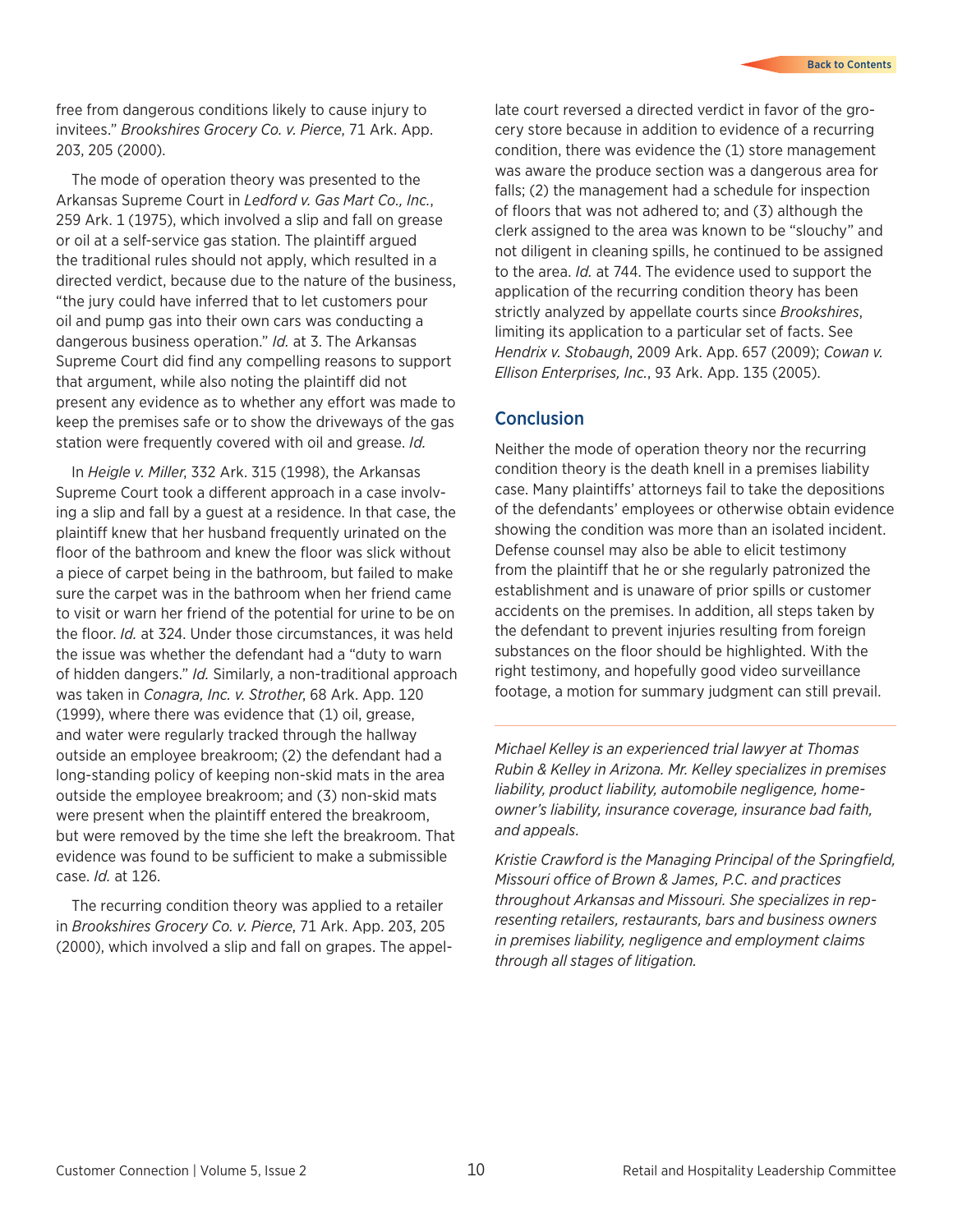free from dangerous conditions likely to cause injury to invitees." *Brookshires Grocery Co. v. Pierce*, 71 Ark. App. 203, 205 (2000).

The mode of operation theory was presented to the Arkansas Supreme Court in *Ledford v. Gas Mart Co., Inc.*, 259 Ark. 1 (1975), which involved a slip and fall on grease or oil at a self-service gas station. The plaintiff argued the traditional rules should not apply, which resulted in a directed verdict, because due to the nature of the business, "the jury could have inferred that to let customers pour oil and pump gas into their own cars was conducting a dangerous business operation." *Id.* at 3. The Arkansas Supreme Court did find any compelling reasons to support that argument, while also noting the plaintiff did not present any evidence as to whether any effort was made to keep the premises safe or to show the driveways of the gas station were frequently covered with oil and grease. *Id.*

In *Heigle v. Miller*, 332 Ark. 315 (1998), the Arkansas Supreme Court took a different approach in a case involving a slip and fall by a guest at a residence. In that case, the plaintiff knew that her husband frequently urinated on the floor of the bathroom and knew the floor was slick without a piece of carpet being in the bathroom, but failed to make sure the carpet was in the bathroom when her friend came to visit or warn her friend of the potential for urine to be on the floor. *Id.* at 324. Under those circumstances, it was held the issue was whether the defendant had a "duty to warn of hidden dangers." *Id.* Similarly, a non-traditional approach was taken in *Conagra, Inc. v. Strother*, 68 Ark. App. 120 (1999), where there was evidence that (1) oil, grease, and water were regularly tracked through the hallway outside an employee breakroom; (2) the defendant had a long-standing policy of keeping non-skid mats in the area outside the employee breakroom; and (3) non-skid mats were present when the plaintiff entered the breakroom, but were removed by the time she left the breakroom. That evidence was found to be sufficient to make a submissible case. *Id.* at 126.

The recurring condition theory was applied to a retailer in *Brookshires Grocery Co. v. Pierce*, 71 Ark. App. 203, 205 (2000), which involved a slip and fall on grapes. The appellate court reversed a directed verdict in favor of the grocery store because in addition to evidence of a recurring condition, there was evidence the (1) store management was aware the produce section was a dangerous area for falls; (2) the management had a schedule for inspection of floors that was not adhered to; and (3) although the clerk assigned to the area was known to be "slouchy" and not diligent in cleaning spills, he continued to be assigned to the area. *Id.* at 744. The evidence used to support the application of the recurring condition theory has been strictly analyzed by appellate courts since *Brookshires*, limiting its application to a particular set of facts. See *Hendrix v. Stobaugh*, 2009 Ark. App. 657 (2009); *Cowan v. Ellison Enterprises, Inc.*, 93 Ark. App. 135 (2005).

## Conclusion

Neither the mode of operation theory nor the recurring condition theory is the death knell in a premises liability case. Many plaintiffs' attorneys fail to take the depositions of the defendants' employees or otherwise obtain evidence showing the condition was more than an isolated incident. Defense counsel may also be able to elicit testimony from the plaintiff that he or she regularly patronized the establishment and is unaware of prior spills or customer accidents on the premises. In addition, all steps taken by the defendant to prevent injuries resulting from foreign substances on the floor should be highlighted. With the right testimony, and hopefully good video surveillance footage, a motion for summary judgment can still prevail.

---

*Michael Kelley is an experienced trial lawyer at Thomas Rubin & Kelley in Arizona. Mr. Kelley specializes in premises liability, product liability, automobile negligence, homeowner's liability, insurance coverage, insurance bad faith, and appeals.*

*Kristie Crawford is the Managing Principal of the Springfield, Missouri office of Brown & James, P.C. and practices throughout Arkansas and Missouri. She specializes in representing retailers, restaurants, bars and business owners in premises liability, negligence and employment claims through all stages of litigation.*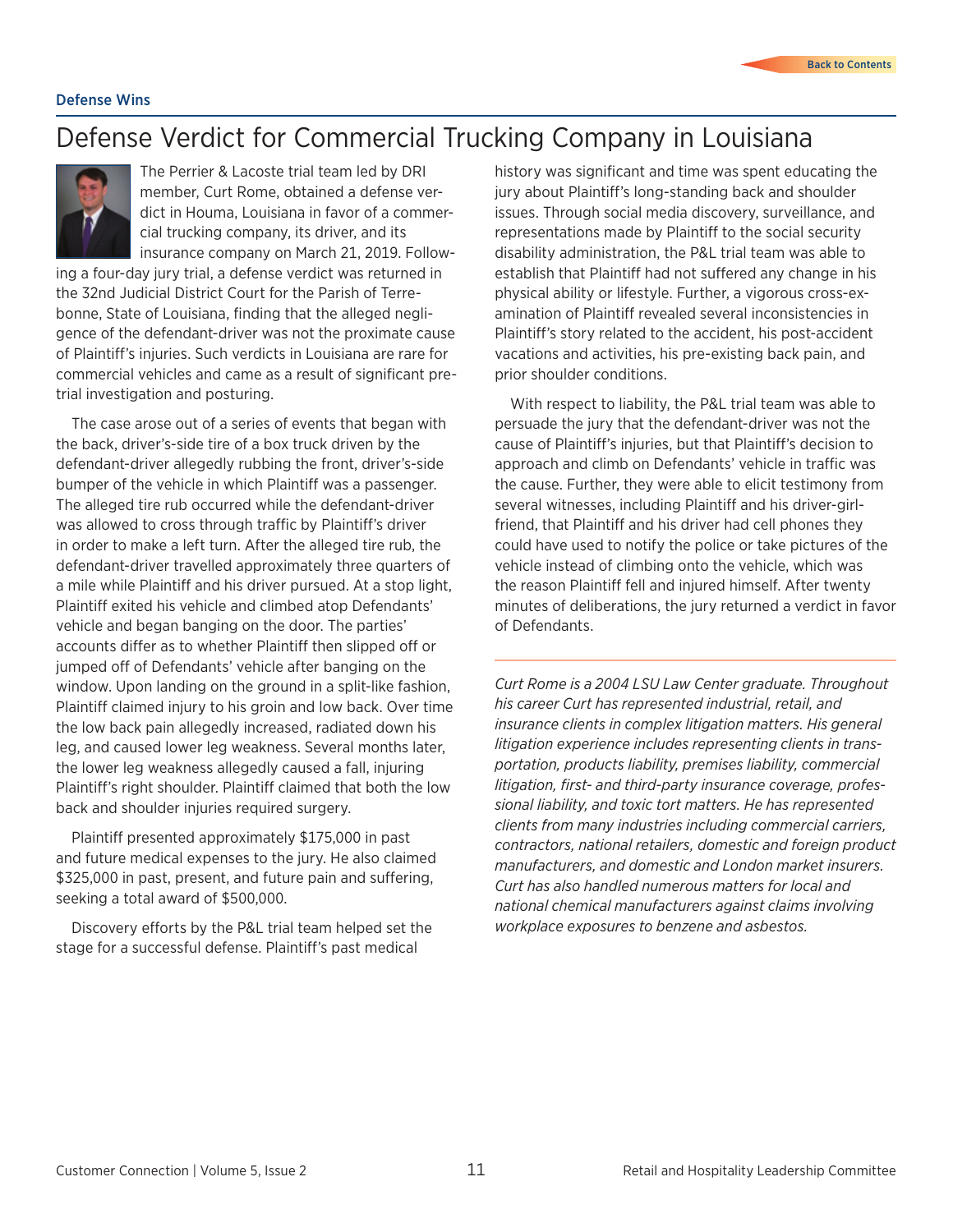Defense Wins

# Defense Verdict for Commercial Trucking Company in Louisiana

The Perrier & Lacoste trial team led by DRI member, Curt Rome, obtained a defense verdict in Houma, Louisiana in favor of a commercial trucking company, its driver, and its insurance company on March 21, 2019. Following a four-day jury trial, a defense verdict was returned in the 32nd Judicial District Court for the Parish of Terrebonne, State of Louisiana, finding that the alleged negligence of the defendant-driver was not the proximate cause of Plaintiff's injuries. Such verdicts in Louisiana are rare for commercial vehicles and came as a result of significant pre-trial investigation and posturing.

The case arose out of a series of events that began with the back, driver's-side tire of a box truck driven by the defendant-driver allegedly rubbing the front, driver's-side bumper of the vehicle in which Plaintiff was a passenger. The alleged tire rub occurred while the defendant-driver was allowed to cross through traffic by Plaintiff's driver in order to make a left turn. After the alleged tire rub, the defendant-driver travelled approximately three quarters of a mile while Plaintiff and his driver pursued. At a stop light, Plaintiff exited his vehicle and climbed atop Defendants' vehicle and began banging on the door. The parties' accounts differ as to whether Plaintiff then slipped off or jumped off of Defendants' vehicle after banging on the window. Upon landing on the ground in a split-like fashion, Plaintiff claimed injury to his groin and low back. Over time the low back pain allegedly increased, radiated down his leg, and caused lower leg weakness. Several months later, the lower leg weakness allegedly caused a fall, injuring Plaintiff's right shoulder. Plaintiff claimed that both the low back and shoulder injuries required surgery.

Plaintiff presented approximately $175,000 in past and future medical expenses to the jury. He also claimed $325,000 in past, present, and future pain and suffering, seeking a total award of $500,000.

Discovery efforts by the P&L trial team helped set the stage for a successful defense. Plaintiff's past medical history was significant and time was spent educating the jury about Plaintiff's long-standing back and shoulder issues. Through social media discovery, surveillance, and representations made by Plaintiff to the social security disability administration, the P&L trial team was able to establish that Plaintiff had not suffered any change in his physical ability or lifestyle. Further, a vigorous cross-examination of Plaintiff revealed several inconsistencies in Plaintiff's story related to the accident, his post-accident vacations and activities, his pre-existing back pain, and prior shoulder conditions.

With respect to liability, the P&L trial team was able to persuade the jury that the defendant-driver was not the cause of Plaintiff's injuries, but that Plaintiff's decision to approach and climb on Defendants' vehicle in traffic was the cause. Further, they were able to elicit testimony from several witnesses, including Plaintiff and his driver-girlfriend, that Plaintiff and his driver had cell phones they could have used to notify the police or take pictures of the vehicle instead of climbing onto the vehicle, which was the reason Plaintiff fell and injured himself. After twenty minutes of deliberations, the jury returned a verdict in favor of Defendants.

---

*Curt Rome is a 2004 LSU Law Center graduate. Throughout his career Curt has represented industrial, retail, and insurance clients in complex litigation matters. His general litigation experience includes representing clients in transportation, products liability, premises liability, commercial litigation, first- and third-party insurance coverage, professional liability, and toxic tort matters. He has represented clients from many industries including commercial carriers, contractors, national retailers, domestic and foreign product manufacturers, and domestic and London market insurers. Curt has also handled numerous matters for local and national chemical manufacturers against claims involving workplace exposures to benzene and asbestos.*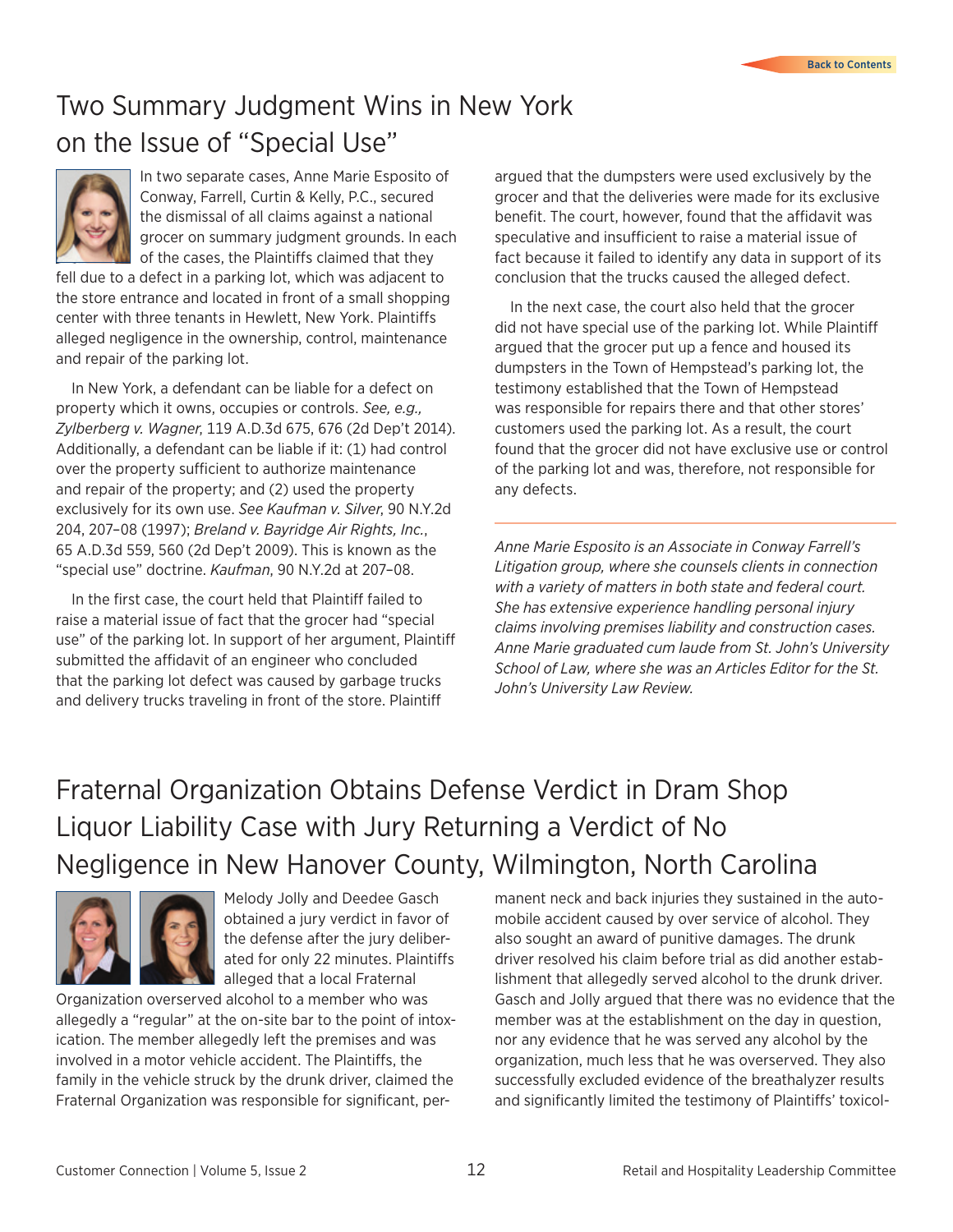# Two Summary Judgment Wins in New York on the Issue of "Special Use"

In two separate cases, Anne Marie Esposito of Conway, Farrell, Curtin & Kelly, P.C., secured the dismissal of all claims against a national grocer on summary judgment grounds. In each of the cases, the Plaintiffs claimed that they fell due to a defect in a parking lot, which was adjacent to the store entrance and located in front of a small shopping center with three tenants in Hewlett, New York. Plaintiffs alleged negligence in the ownership, control, maintenance and repair of the parking lot.

In New York, a defendant can be liable for a defect on property which it owns, occupies or controls. *See, e.g., Zylberberg v. Wagner*, 119 A.D.3d 675, 676 (2d Dep't 2014). Additionally, a defendant can be liable if it: (1) had control over the property sufficient to authorize maintenance and repair of the property; and (2) used the property exclusively for its own use. *See Kaufman v. Silver*, 90 N.Y.2d 204, 207–08 (1997); *Breland v. Bayridge Air Rights, Inc.*, 65 A.D.3d 559, 560 (2d Dep't 2009). This is known as the "special use" doctrine. *Kaufman*, 90 N.Y.2d at 207–08.

In the first case, the court held that Plaintiff failed to raise a material issue of fact that the grocer had "special use" of the parking lot. In support of her argument, Plaintiff submitted the affidavit of an engineer who concluded that the parking lot defect was caused by garbage trucks and delivery trucks traveling in front of the store. Plaintiff argued that the dumpsters were used exclusively by the grocer and that the deliveries were made for its exclusive benefit. The court, however, found that the affidavit was speculative and insufficient to raise a material issue of fact because it failed to identify any data in support of its conclusion that the trucks caused the alleged defect.

In the next case, the court also held that the grocer did not have special use of the parking lot. While Plaintiff argued that the grocer put up a fence and housed its dumpsters in the Town of Hempstead's parking lot, the testimony established that the Town of Hempstead was responsible for repairs there and that other stores' customers used the parking lot. As a result, the court found that the grocer did not have exclusive use or control of the parking lot and was, therefore, not responsible for any defects.

---

*Anne Marie Esposito is an Associate in Conway Farrell's Litigation group, where she counsels clients in connection with a variety of matters in both state and federal court. She has extensive experience handling personal injury claims involving premises liability and construction cases. Anne Marie graduated cum laude from St. John's University School of Law, where she was an Articles Editor for the St. John's University Law Review.*

# Fraternal Organization Obtains Defense Verdict in Dram Shop Liquor Liability Case with Jury Returning a Verdict of No Negligence in New Hanover County, Wilmington, North Carolina

Melody Jolly and Deedee Gasch obtained a jury verdict in favor of the defense after the jury deliberated for only 22 minutes. Plaintiffs alleged that a local Fraternal Organization overserved alcohol to a member who was allegedly a "regular" at the on-site bar to the point of intoxication. The member allegedly left the premises and was involved in a motor vehicle accident. The Plaintiffs, the family in the vehicle struck by the drunk driver, claimed the Fraternal Organization was responsible for significant, permanent neck and back injuries they sustained in the automobile accident caused by over service of alcohol. They also sought an award of punitive damages. The drunk driver resolved his claim before trial as did another establishment that allegedly served alcohol to the drunk driver. Gasch and Jolly argued that there was no evidence that the member was at the establishment on the day in question, nor any evidence that he was served any alcohol by the organization, much less that he was overserved. They also successfully excluded evidence of the breathalyzer results and significantly limited the testimony of Plaintiffs' toxicol-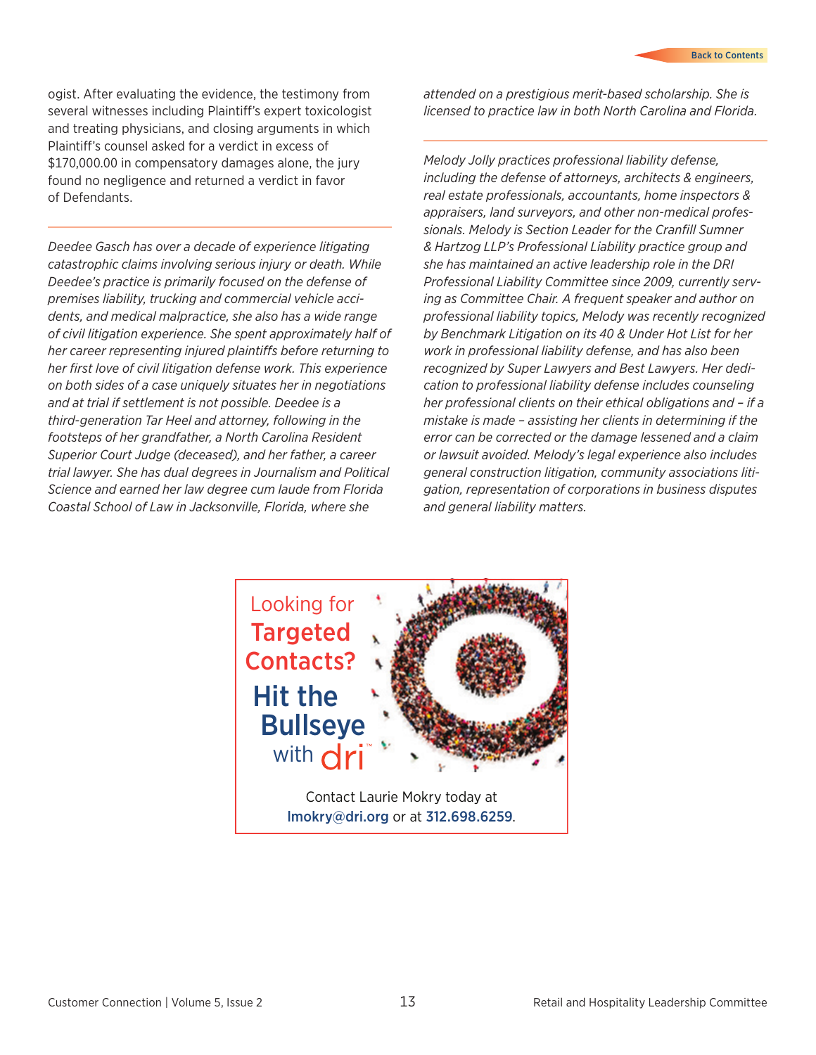ogist. After evaluating the evidence, the testimony from several witnesses including Plaintiff's expert toxicologist and treating physicians, and closing arguments in which Plaintiff's counsel asked for a verdict in excess of $170,000.00 in compensatory damages alone, the jury found no negligence and returned a verdict in favor of Defendants.

---

*Deedee Gasch has over a decade of experience litigating catastrophic claims involving serious injury or death. While Deedee's practice is primarily focused on the defense of premises liability, trucking and commercial vehicle accidents, and medical malpractice, she also has a wide range of civil litigation experience. She spent approximately half of her career representing injured plaintiffs before returning to her first love of civil litigation defense work. This experience on both sides of a case uniquely situates her in negotiations and at trial if settlement is not possible. Deedee is a third-generation Tar Heel and attorney, following in the footsteps of her grandfather, a North Carolina Resident Superior Court Judge (deceased), and her father, a career trial lawyer. She has dual degrees in Journalism and Political Science and earned her law degree cum laude from Florida Coastal School of Law in Jacksonville, Florida, where she attended on a prestigious merit-based scholarship. She is licensed to practice law in both North Carolina and Florida.*

---

*Melody Jolly practices professional liability defense, including the defense of attorneys, architects & engineers, real estate professionals, accountants, home inspectors & appraisers, land surveyors, and other non-medical professionals. Melody is Section Leader for the Cranfill Sumner & Hartzog LLP's Professional Liability practice group and she has maintained an active leadership role in the DRI Professional Liability Committee since 2009, currently serving as Committee Chair. A frequent speaker and author on professional liability topics, Melody was recently recognized by Benchmark Litigation on its 40 & Under Hot List for her work in professional liability defense, and has also been recognized by Super Lawyers and Best Lawyers. Her dedication to professional liability defense includes counseling her professional clients on their ethical obligations and – if a mistake is made – assisting her clients in determining if the error can be corrected or the damage lessened and a claim or lawsuit avoided. Melody's legal experience also includes general construction litigation, community associations litigation, representation of corporations in business disputes and general liability matters.*

Looking for **Targeted Contacts?**

**Hit the Bullseye** with dri

Contact Laurie Mokry today at lmokry@dri.org or at 312.698.6259.